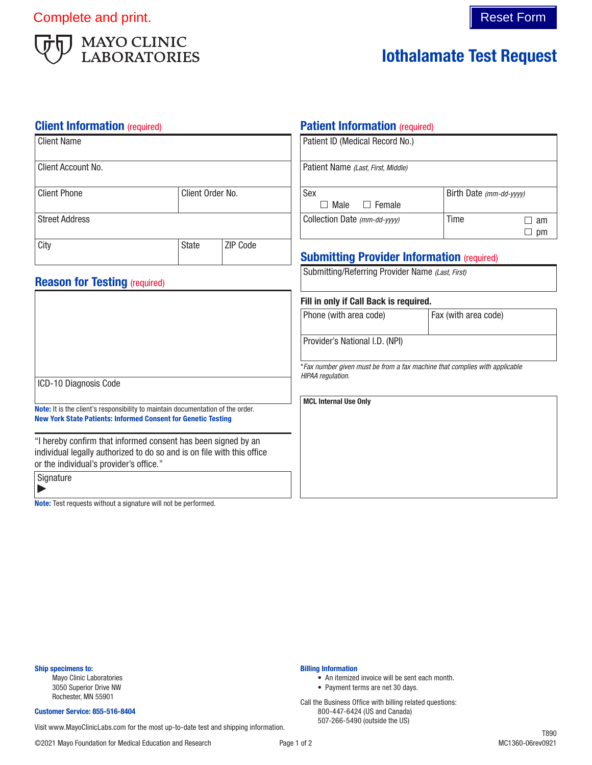Complete and print.

Reset Form

MAYO CLINIC LABORATORIES

# Iothalamate Test Request

## Client Information (required)

| | | |
|---|---|---|
| Client Name | | |
| Client Account No. | | |
| Client Phone | Client Order No. | |
| Street Address | | |
| City | State | ZIP Code |

## Reason for Testing (required)

| |
|---|
| |
| ICD-10 Diagnosis Code |

**Note:** It is the client's responsibility to maintain documentation of the order.

**New York State Patients: Informed Consent for Genetic Testing**

"I hereby confirm that informed consent has been signed by an individual legally authorized to do so and is on file with this office or the individual's provider's office."

| |
|---|
| Signature ▶ |

**Note:** Test requests without a signature will not be performed.

## Patient Information (required)

| | |
|---|---|
| Patient ID (Medical Record No.) | |
| Patient Name *(Last, First, Middle)* | |
| Sex ☐ Male ☐ Female | Birth Date *(mm-dd-yyyy)* |
| Collection Date *(mm-dd-yyyy)* | Time ☐ am ☐ pm |

## Submitting Provider Information (required)

| |
|---|
| Submitting/Referring Provider Name *(Last, First)* |

**Fill in only if Call Back is required.**

| | |
|---|---|
| Phone (with area code) | Fax (with area code) |
| Provider's National I.D. (NPI) | |

*\*Fax number given must be from a fax machine that complies with applicable HIPAA regulation.*

**MCL Internal Use Only**

**Ship specimens to:**

Mayo Clinic Laboratories
3050 Superior Drive NW
Rochester, MN 55901

**Customer Service: 855-516-8404**

Visit www.MayoClinicLabs.com for the most up-to-date test and shipping information.

**Billing Information**

- An itemized invoice will be sent each month.
- Payment terms are net 30 days.

Call the Business Office with billing related questions:
800-447-6424 (US and Canada)
507-266-5490 (outside the US)

©2021 Mayo Foundation for Medical Education and Research

T890
MC1360-06rev0921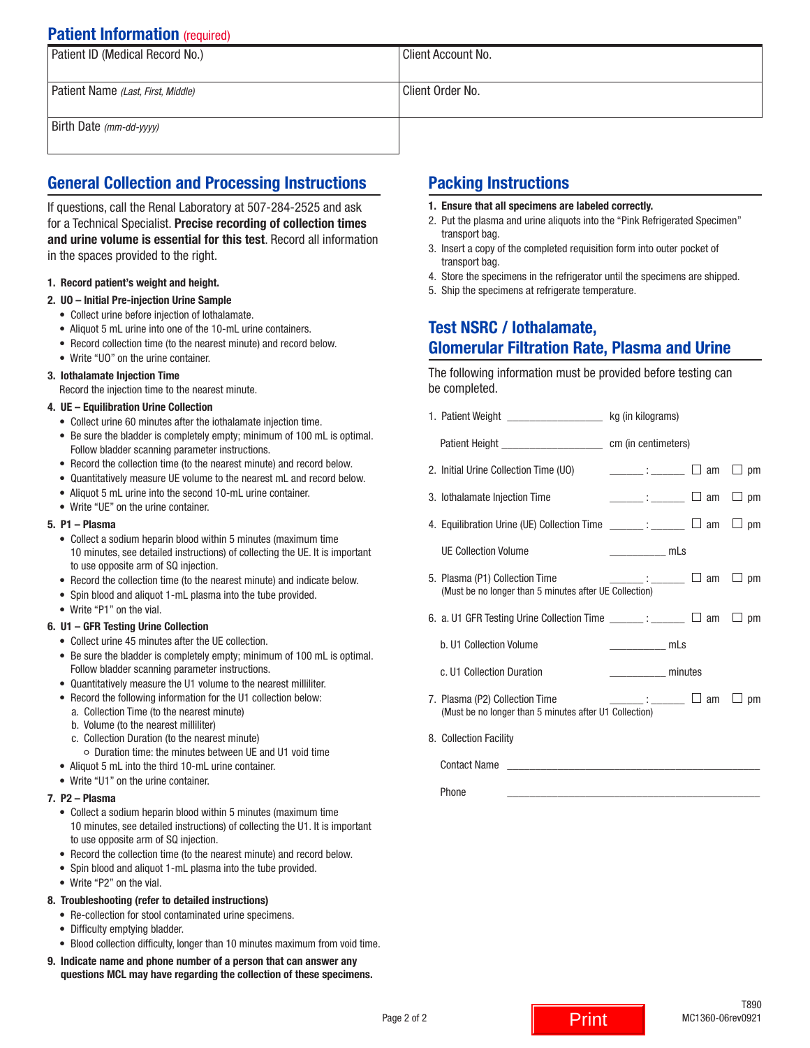## Patient Information (required)

| | |
|---|---|
| Patient ID (Medical Record No.) | Client Account No. |
| Patient Name *(Last, First, Middle)* | Client Order No. |
| Birth Date *(mm-dd-yyyy)* | |

## General Collection and Processing Instructions

If questions, call the Renal Laboratory at 507-284-2525 and ask for a Technical Specialist. **Precise recording of collection times and urine volume is essential for this test**. Record all information in the spaces provided to the right.

1. **Record patient's weight and height.**
2. **UO – Initial Pre-injection Urine Sample**
   - Collect urine before injection of Iothalamate.
   - Aliquot 5 mL urine into one of the 10-mL urine containers.
   - Record collection time (to the nearest minute) and record below.
   - Write "UO" on the urine container.
3. **Iothalamate Injection Time**
   Record the injection time to the nearest minute.
4. **UE – Equilibration Urine Collection**
   - Collect urine 60 minutes after the iothalamate injection time.
   - Be sure the bladder is completely empty; minimum of 100 mL is optimal. Follow bladder scanning parameter instructions.
   - Record the collection time (to the nearest minute) and record below.
   - Quantitatively measure UE volume to the nearest mL and record below.
   - Aliquot 5 mL urine into the second 10-mL urine container.
   - Write "UE" on the urine container.
5. **P1 – Plasma**
   - Collect a sodium heparin blood within 5 minutes (maximum time 10 minutes, see detailed instructions) of collecting the UE. It is important to use opposite arm of SQ injection.
   - Record the collection time (to the nearest minute) and indicate below.
   - Spin blood and aliquot 1-mL plasma into the tube provided.
   - Write "P1" on the vial.
6. **U1 – GFR Testing Urine Collection**
   - Collect urine 45 minutes after the UE collection.
   - Be sure the bladder is completely empty; minimum of 100 mL is optimal. Follow bladder scanning parameter instructions.
   - Quantitatively measure the U1 volume to the nearest milliliter.
   - Record the following information for the U1 collection below:
     a. Collection Time (to the nearest minute)
     b. Volume (to the nearest milliliter)
     c. Collection Duration (to the nearest minute)
        - Duration time: the minutes between UE and U1 void time
   - Aliquot 5 mL into the third 10-mL urine container.
   - Write "U1" on the urine container.
7. **P2 – Plasma**
   - Collect a sodium heparin blood within 5 minutes (maximum time 10 minutes, see detailed instructions) of collecting the U1. It is important to use opposite arm of SQ injection.
   - Record the collection time (to the nearest minute) and record below.
   - Spin blood and aliquot 1-mL plasma into the tube provided.
   - Write "P2" on the vial.
8. **Troubleshooting (refer to detailed instructions)**
   - Re-collection for stool contaminated urine specimens.
   - Difficulty emptying bladder.
   - Blood collection difficulty, longer than 10 minutes maximum from void time.
9. **Indicate name and phone number of a person that can answer any questions MCL may have regarding the collection of these specimens.**

## Packing Instructions

1. **Ensure that all specimens are labeled correctly.**
2. Put the plasma and urine aliquots into the "Pink Refrigerated Specimen" transport bag.
3. Insert a copy of the completed requisition form into outer pocket of transport bag.
4. Store the specimens in the refrigerator until the specimens are shipped.
5. Ship the specimens at refrigerate temperature.

## Test NSRC / Iothalamate, Glomerular Filtration Rate, Plasma and Urine

The following information must be provided before testing can be completed.

1. Patient Weight ________________ kg (in kilograms)

   Patient Height ________________ cm (in centimeters)

2. Initial Urine Collection Time (UO) ______ : ______ ☐ am ☐ pm

3. Iothalamate Injection Time ______ : ______ ☐ am ☐ pm

4. Equilibration Urine (UE) Collection Time ______ : ______ ☐ am ☐ pm

   UE Collection Volume __________ mLs

5. Plasma (P1) Collection Time ______ : ______ ☐ am ☐ pm
   (Must be no longer than 5 minutes after UE Collection)

6. a. U1 GFR Testing Urine Collection Time ______ : ______ ☐ am ☐ pm

   b. U1 Collection Volume __________ mLs

   c. U1 Collection Duration __________ minutes

7. Plasma (P2) Collection Time ______ : ______ ☐ am ☐ pm
   (Must be no longer than 5 minutes after U1 Collection)

8. Collection Facility

   Contact Name ____________________________________________

   Phone ____________________________________________

Print

T890
MC1360-06rev0921